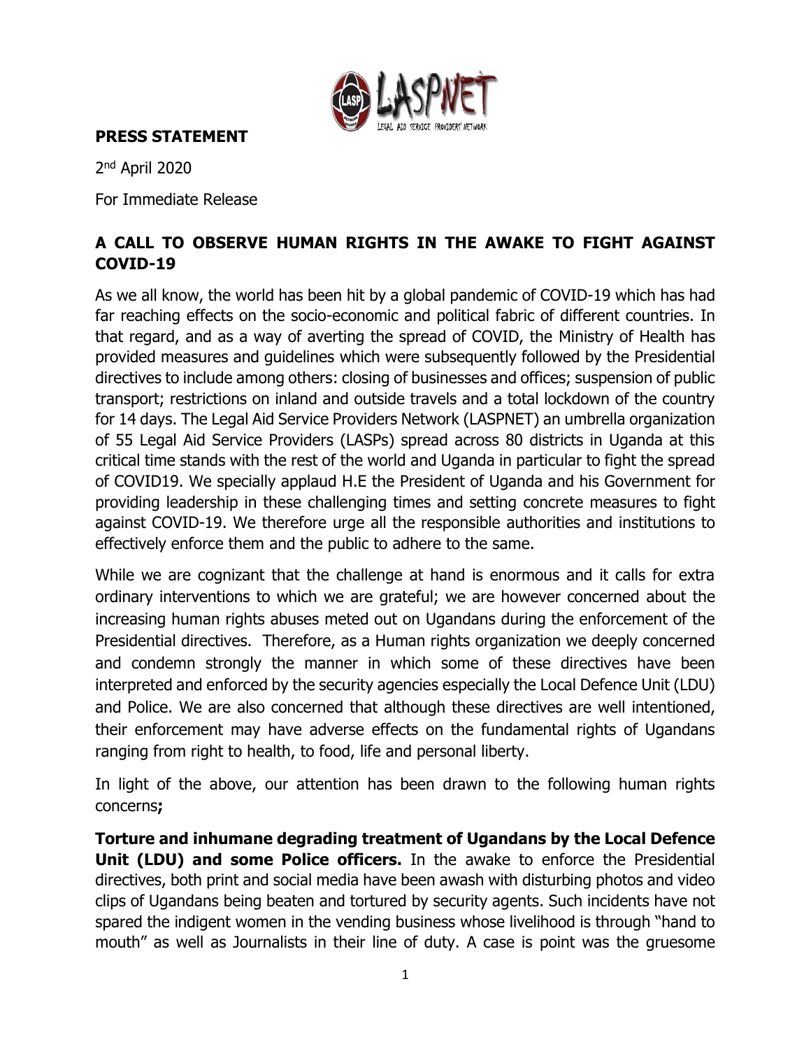**PRESS STATEMENT**

2nd April 2020

For Immediate Release

## A CALL TO OBSERVE HUMAN RIGHTS IN THE AWAKE TO FIGHT AGAINST COVID-19

As we all know, the world has been hit by a global pandemic of COVID-19 which has had far reaching effects on the socio-economic and political fabric of different countries. In that regard, and as a way of averting the spread of COVID, the Ministry of Health has provided measures and guidelines which were subsequently followed by the Presidential directives to include among others: closing of businesses and offices; suspension of public transport; restrictions on inland and outside travels and a total lockdown of the country for 14 days. The Legal Aid Service Providers Network (LASPNET) an umbrella organization of 55 Legal Aid Service Providers (LASPs) spread across 80 districts in Uganda at this critical time stands with the rest of the world and Uganda in particular to fight the spread of COVID19. We specially applaud H.E the President of Uganda and his Government for providing leadership in these challenging times and setting concrete measures to fight against COVID-19. We therefore urge all the responsible authorities and institutions to effectively enforce them and the public to adhere to the same.

While we are cognizant that the challenge at hand is enormous and it calls for extra ordinary interventions to which we are grateful; we are however concerned about the increasing human rights abuses meted out on Ugandans during the enforcement of the Presidential directives. Therefore, as a Human rights organization we deeply concerned and condemn strongly the manner in which some of these directives have been interpreted and enforced by the security agencies especially the Local Defence Unit (LDU) and Police. We are also concerned that although these directives are well intentioned, their enforcement may have adverse effects on the fundamental rights of Ugandans ranging from right to health, to food, life and personal liberty.

In light of the above, our attention has been drawn to the following human rights concerns**;**

**Torture and inhumane degrading treatment of Ugandans by the Local Defence Unit (LDU) and some Police officers.** In the awake to enforce the Presidential directives, both print and social media have been awash with disturbing photos and video clips of Ugandans being beaten and tortured by security agents. Such incidents have not spared the indigent women in the vending business whose livelihood is through "hand to mouth" as well as Journalists in their line of duty. A case is point was the gruesome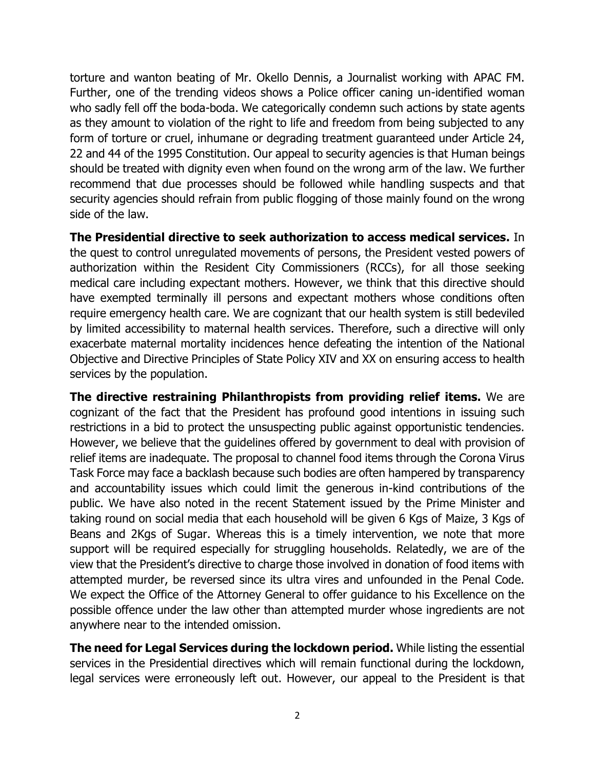torture and wanton beating of Mr. Okello Dennis, a Journalist working with APAC FM. Further, one of the trending videos shows a Police officer caning un-identified woman who sadly fell off the boda-boda. We categorically condemn such actions by state agents as they amount to violation of the right to life and freedom from being subjected to any form of torture or cruel, inhumane or degrading treatment guaranteed under Article 24, 22 and 44 of the 1995 Constitution. Our appeal to security agencies is that Human beings should be treated with dignity even when found on the wrong arm of the law. We further recommend that due processes should be followed while handling suspects and that security agencies should refrain from public flogging of those mainly found on the wrong side of the law.

**The Presidential directive to seek authorization to access medical services.** In the quest to control unregulated movements of persons, the President vested powers of authorization within the Resident City Commissioners (RCCs), for all those seeking medical care including expectant mothers. However, we think that this directive should have exempted terminally ill persons and expectant mothers whose conditions often require emergency health care. We are cognizant that our health system is still bedeviled by limited accessibility to maternal health services. Therefore, such a directive will only exacerbate maternal mortality incidences hence defeating the intention of the National Objective and Directive Principles of State Policy XIV and XX on ensuring access to health services by the population.

**The directive restraining Philanthropists from providing relief items.** We are cognizant of the fact that the President has profound good intentions in issuing such restrictions in a bid to protect the unsuspecting public against opportunistic tendencies. However, we believe that the guidelines offered by government to deal with provision of relief items are inadequate. The proposal to channel food items through the Corona Virus Task Force may face a backlash because such bodies are often hampered by transparency and accountability issues which could limit the generous in-kind contributions of the public. We have also noted in the recent Statement issued by the Prime Minister and taking round on social media that each household will be given 6 Kgs of Maize, 3 Kgs of Beans and 2Kgs of Sugar. Whereas this is a timely intervention, we note that more support will be required especially for struggling households. Relatedly, we are of the view that the President's directive to charge those involved in donation of food items with attempted murder, be reversed since its ultra vires and unfounded in the Penal Code. We expect the Office of the Attorney General to offer guidance to his Excellence on the possible offence under the law other than attempted murder whose ingredients are not anywhere near to the intended omission.

**The need for Legal Services during the lockdown period.** While listing the essential services in the Presidential directives which will remain functional during the lockdown, legal services were erroneously left out. However, our appeal to the President is that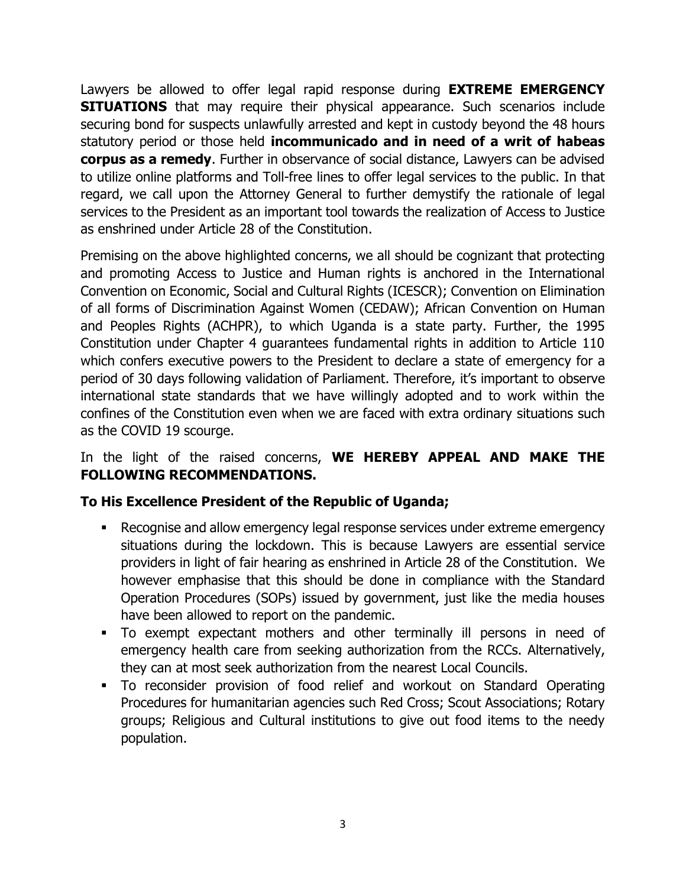Lawyers be allowed to offer legal rapid response during **EXTREME EMERGENCY SITUATIONS** that may require their physical appearance. Such scenarios include securing bond for suspects unlawfully arrested and kept in custody beyond the 48 hours statutory period or those held **incommunicado and in need of a writ of habeas corpus as a remedy**. Further in observance of social distance, Lawyers can be advised to utilize online platforms and Toll-free lines to offer legal services to the public. In that regard, we call upon the Attorney General to further demystify the rationale of legal services to the President as an important tool towards the realization of Access to Justice as enshrined under Article 28 of the Constitution.

Premising on the above highlighted concerns, we all should be cognizant that protecting and promoting Access to Justice and Human rights is anchored in the International Convention on Economic, Social and Cultural Rights (ICESCR); Convention on Elimination of all forms of Discrimination Against Women (CEDAW); African Convention on Human and Peoples Rights (ACHPR), to which Uganda is a state party. Further, the 1995 Constitution under Chapter 4 guarantees fundamental rights in addition to Article 110 which confers executive powers to the President to declare a state of emergency for a period of 30 days following validation of Parliament. Therefore, it's important to observe international state standards that we have willingly adopted and to work within the confines of the Constitution even when we are faced with extra ordinary situations such as the COVID 19 scourge.

In the light of the raised concerns, **WE HEREBY APPEAL AND MAKE THE FOLLOWING RECOMMENDATIONS.**

**To His Excellence President of the Republic of Uganda;**

- Recognise and allow emergency legal response services under extreme emergency situations during the lockdown. This is because Lawyers are essential service providers in light of fair hearing as enshrined in Article 28 of the Constitution. We however emphasise that this should be done in compliance with the Standard Operation Procedures (SOPs) issued by government, just like the media houses have been allowed to report on the pandemic.
- To exempt expectant mothers and other terminally ill persons in need of emergency health care from seeking authorization from the RCCs. Alternatively, they can at most seek authorization from the nearest Local Councils.
- To reconsider provision of food relief and workout on Standard Operating Procedures for humanitarian agencies such Red Cross; Scout Associations; Rotary groups; Religious and Cultural institutions to give out food items to the needy population.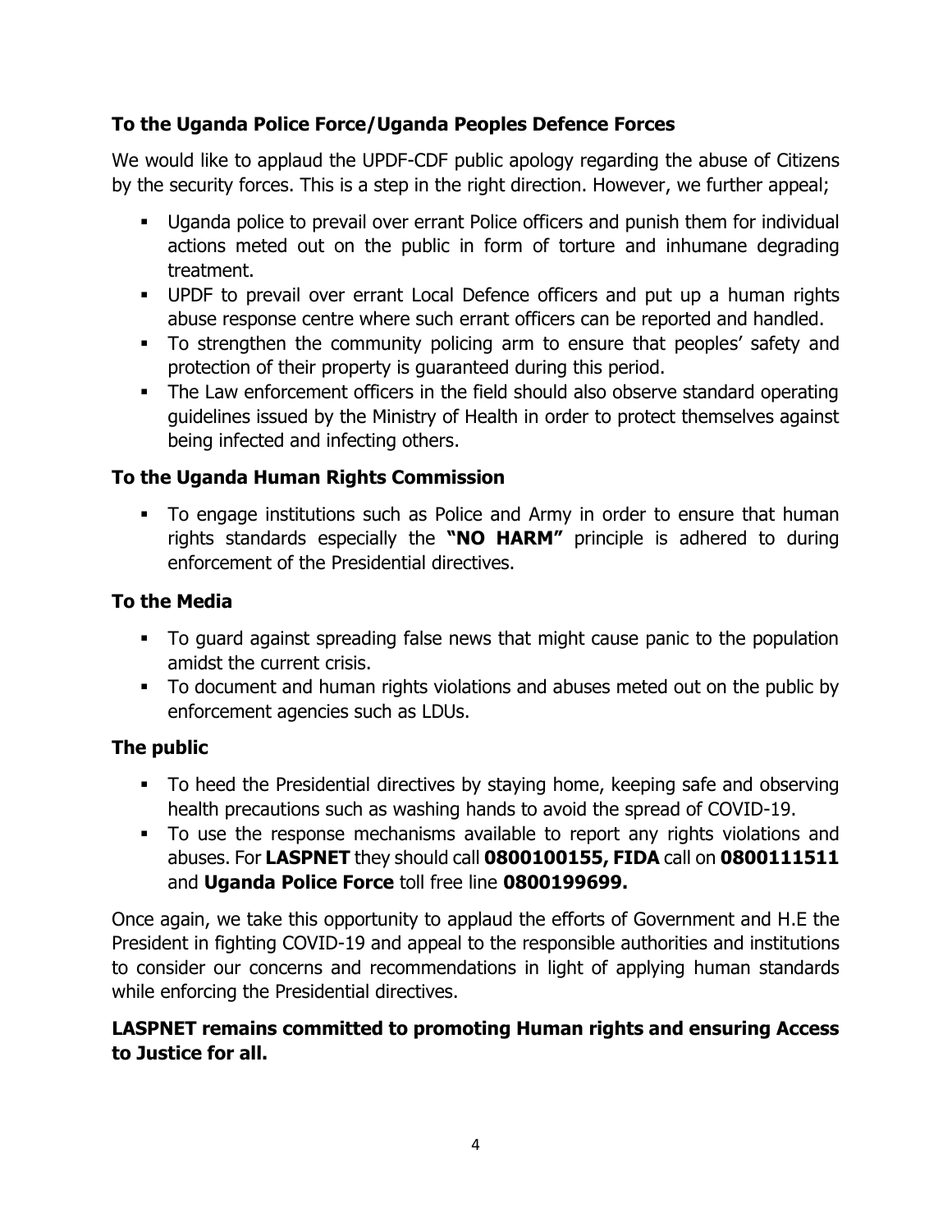### To the Uganda Police Force/Uganda Peoples Defence Forces

We would like to applaud the UPDF-CDF public apology regarding the abuse of Citizens by the security forces. This is a step in the right direction. However, we further appeal;

- Uganda police to prevail over errant Police officers and punish them for individual actions meted out on the public in form of torture and inhumane degrading treatment.
- UPDF to prevail over errant Local Defence officers and put up a human rights abuse response centre where such errant officers can be reported and handled.
- To strengthen the community policing arm to ensure that peoples' safety and protection of their property is guaranteed during this period.
- The Law enforcement officers in the field should also observe standard operating guidelines issued by the Ministry of Health in order to protect themselves against being infected and infecting others.

### To the Uganda Human Rights Commission

- To engage institutions such as Police and Army in order to ensure that human rights standards especially the **"NO HARM"** principle is adhered to during enforcement of the Presidential directives.

### To the Media

- To guard against spreading false news that might cause panic to the population amidst the current crisis.
- To document and human rights violations and abuses meted out on the public by enforcement agencies such as LDUs.

### The public

- To heed the Presidential directives by staying home, keeping safe and observing health precautions such as washing hands to avoid the spread of COVID-19.
- To use the response mechanisms available to report any rights violations and abuses. For **LASPNET** they should call **0800100155, FIDA** call on **0800111511** and **Uganda Police Force** toll free line **0800199699.**

Once again, we take this opportunity to applaud the efforts of Government and H.E the President in fighting COVID-19 and appeal to the responsible authorities and institutions to consider our concerns and recommendations in light of applying human standards while enforcing the Presidential directives.

**LASPNET remains committed to promoting Human rights and ensuring Access to Justice for all.**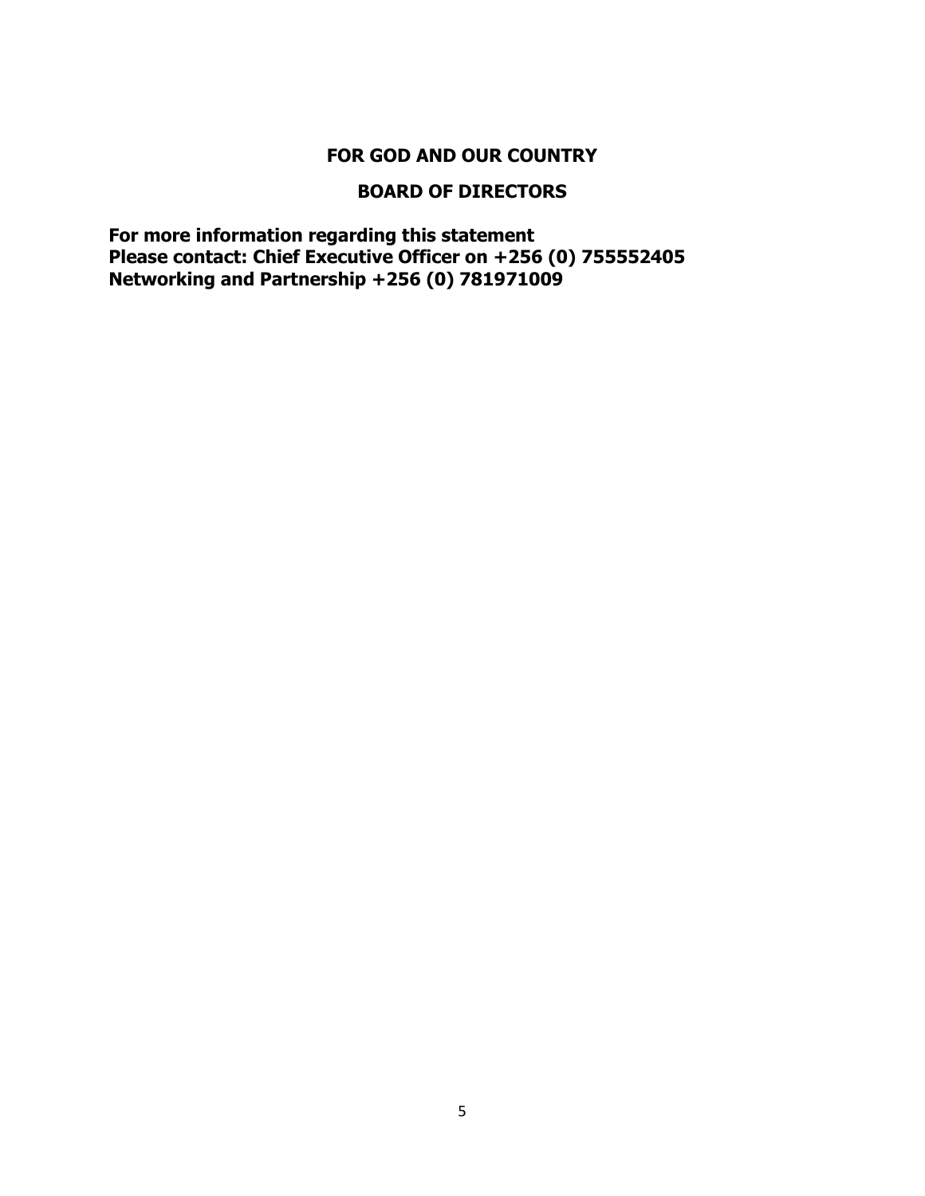**FOR GOD AND OUR COUNTRY**

**BOARD OF DIRECTORS**

**For more information regarding this statement**
**Please contact: Chief Executive Officer on +256 (0) 755552405**
**Networking and Partnership +256 (0) 781971009**